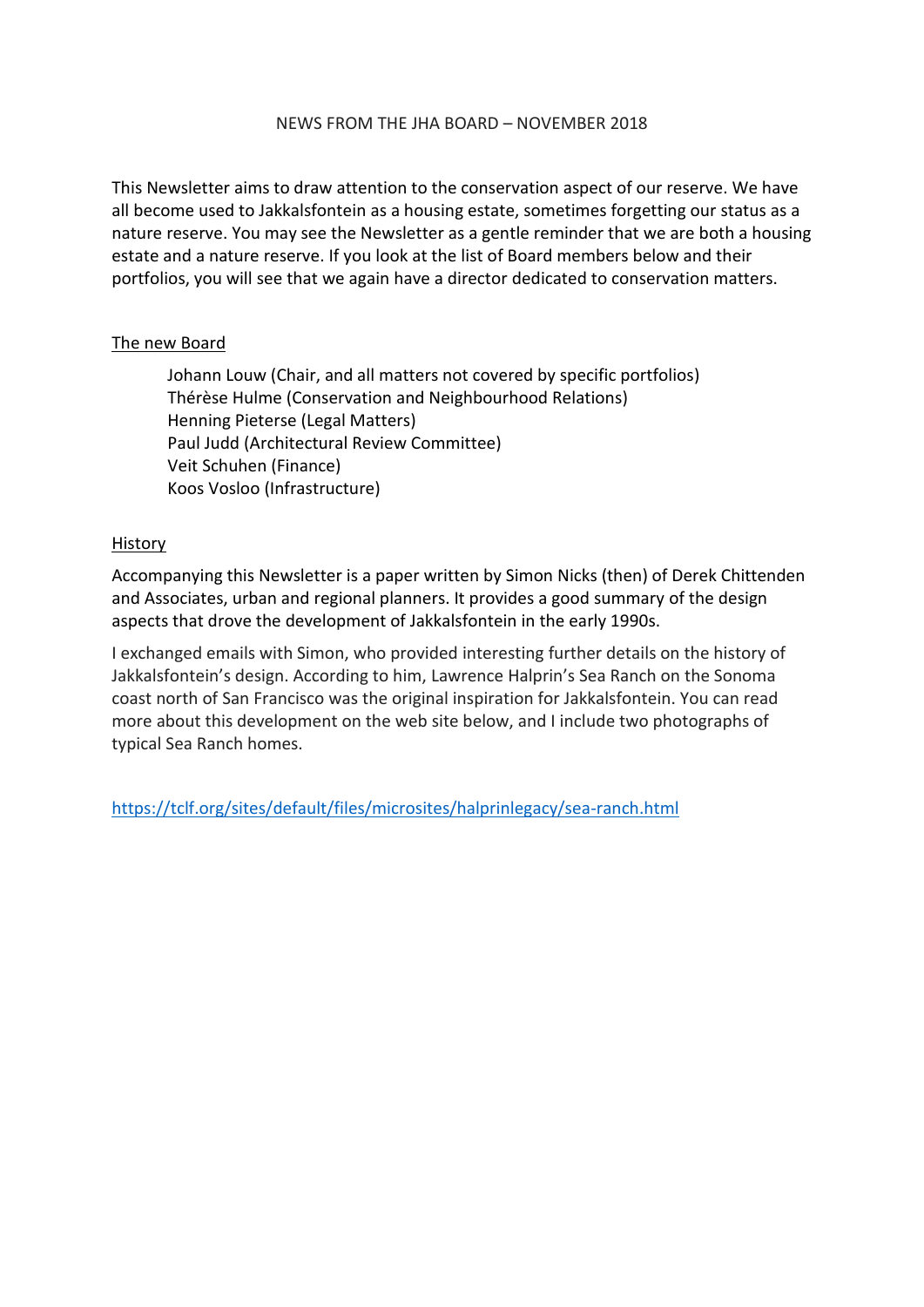# NEWS FROM THE JHA BOARD – NOVEMBER 2018

This Newsletter aims to draw attention to the conservation aspect of our reserve. We have all become used to Jakkalsfontein as a housing estate, sometimes forgetting our status as a nature reserve. You may see the Newsletter as a gentle reminder that we are both a housing estate and a nature reserve. If you look at the list of Board members below and their portfolios, you will see that we again have a director dedicated to conservation matters.

## The new Board

Johann Louw (Chair, and all matters not covered by specific portfolios)
Thérèse Hulme (Conservation and Neighbourhood Relations)
Henning Pieterse (Legal Matters)
Paul Judd (Architectural Review Committee)
Veit Schuhen (Finance)
Koos Vosloo (Infrastructure)

## History

Accompanying this Newsletter is a paper written by Simon Nicks (then) of Derek Chittenden and Associates, urban and regional planners. It provides a good summary of the design aspects that drove the development of Jakkalsfontein in the early 1990s.

I exchanged emails with Simon, who provided interesting further details on the history of Jakkalsfontein's design. According to him, Lawrence Halprin's Sea Ranch on the Sonoma coast north of San Francisco was the original inspiration for Jakkalsfontein. You can read more about this development on the web site below, and I include two photographs of typical Sea Ranch homes.

https://tclf.org/sites/default/files/microsites/halprinlegacy/sea-ranch.html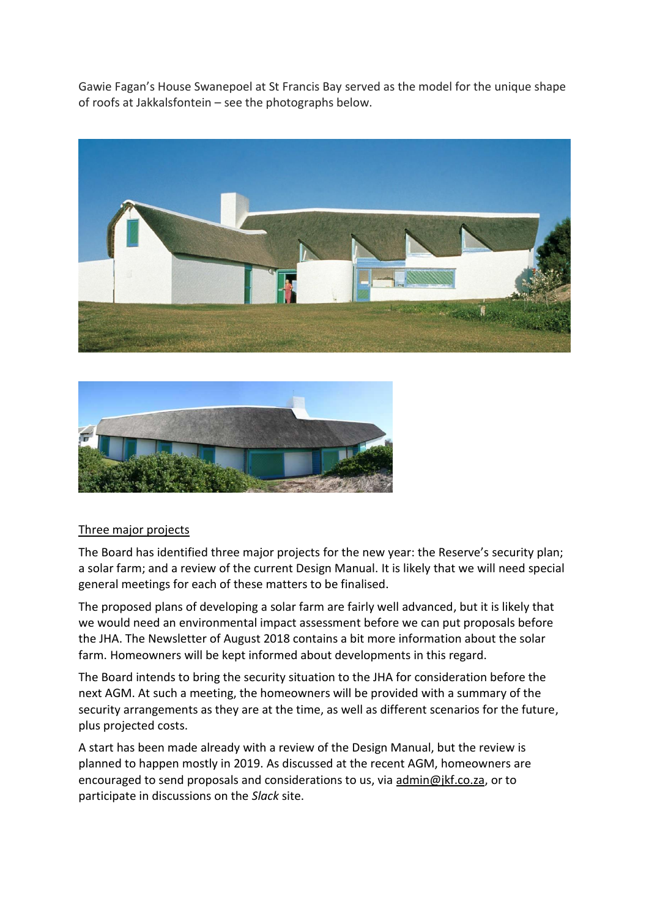Gawie Fagan's House Swanepoel at St Francis Bay served as the model for the unique shape of roofs at Jakkalsfontein – see the photographs below.

Three major projects

The Board has identified three major projects for the new year: the Reserve's security plan; a solar farm; and a review of the current Design Manual. It is likely that we will need special general meetings for each of these matters to be finalised.

The proposed plans of developing a solar farm are fairly well advanced, but it is likely that we would need an environmental impact assessment before we can put proposals before the JHA. The Newsletter of August 2018 contains a bit more information about the solar farm. Homeowners will be kept informed about developments in this regard.

The Board intends to bring the security situation to the JHA for consideration before the next AGM. At such a meeting, the homeowners will be provided with a summary of the security arrangements as they are at the time, as well as different scenarios for the future, plus projected costs.

A start has been made already with a review of the Design Manual, but the review is planned to happen mostly in 2019. As discussed at the recent AGM, homeowners are encouraged to send proposals and considerations to us, via admin@jkf.co.za, or to participate in discussions on the *Slack* site.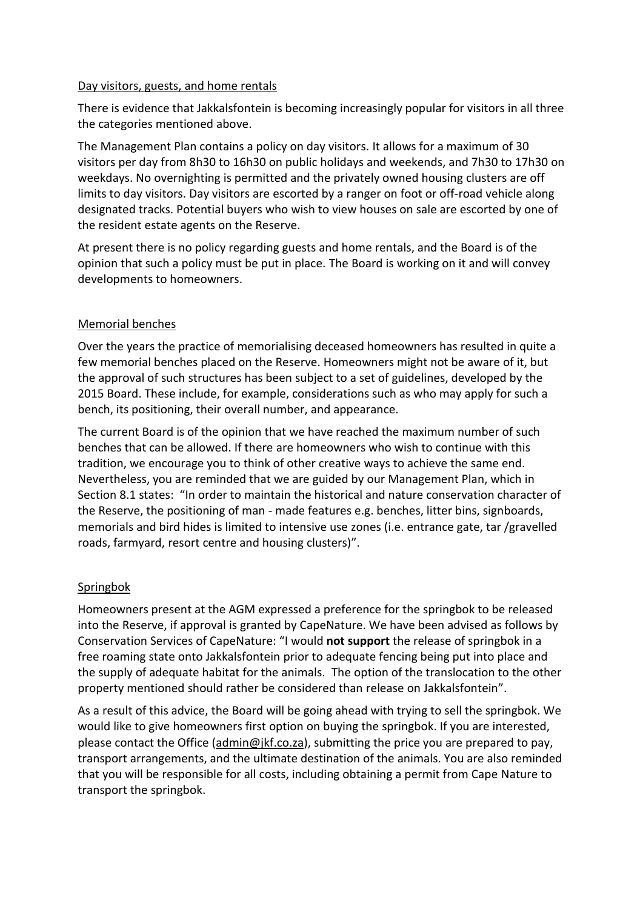## Day visitors, guests, and home rentals

There is evidence that Jakkalsfontein is becoming increasingly popular for visitors in all three the categories mentioned above.

The Management Plan contains a policy on day visitors. It allows for a maximum of 30 visitors per day from 8h30 to 16h30 on public holidays and weekends, and 7h30 to 17h30 on weekdays. No overnighting is permitted and the privately owned housing clusters are off limits to day visitors. Day visitors are escorted by a ranger on foot or off-road vehicle along designated tracks. Potential buyers who wish to view houses on sale are escorted by one of the resident estate agents on the Reserve.

At present there is no policy regarding guests and home rentals, and the Board is of the opinion that such a policy must be put in place. The Board is working on it and will convey developments to homeowners.

## Memorial benches

Over the years the practice of memorialising deceased homeowners has resulted in quite a few memorial benches placed on the Reserve. Homeowners might not be aware of it, but the approval of such structures has been subject to a set of guidelines, developed by the 2015 Board. These include, for example, considerations such as who may apply for such a bench, its positioning, their overall number, and appearance.

The current Board is of the opinion that we have reached the maximum number of such benches that can be allowed. If there are homeowners who wish to continue with this tradition, we encourage you to think of other creative ways to achieve the same end. Nevertheless, you are reminded that we are guided by our Management Plan, which in Section 8.1 states: "In order to maintain the historical and nature conservation character of the Reserve, the positioning of man - made features e.g. benches, litter bins, signboards, memorials and bird hides is limited to intensive use zones (i.e. entrance gate, tar /gravelled roads, farmyard, resort centre and housing clusters)".

## Springbok

Homeowners present at the AGM expressed a preference for the springbok to be released into the Reserve, if approval is granted by CapeNature. We have been advised as follows by Conservation Services of CapeNature: "I would **not support** the release of springbok in a free roaming state onto Jakkalsfontein prior to adequate fencing being put into place and the supply of adequate habitat for the animals. The option of the translocation to the other property mentioned should rather be considered than release on Jakkalsfontein".

As a result of this advice, the Board will be going ahead with trying to sell the springbok. We would like to give homeowners first option on buying the springbok. If you are interested, please contact the Office (admin@jkf.co.za), submitting the price you are prepared to pay, transport arrangements, and the ultimate destination of the animals. You are also reminded that you will be responsible for all costs, including obtaining a permit from Cape Nature to transport the springbok.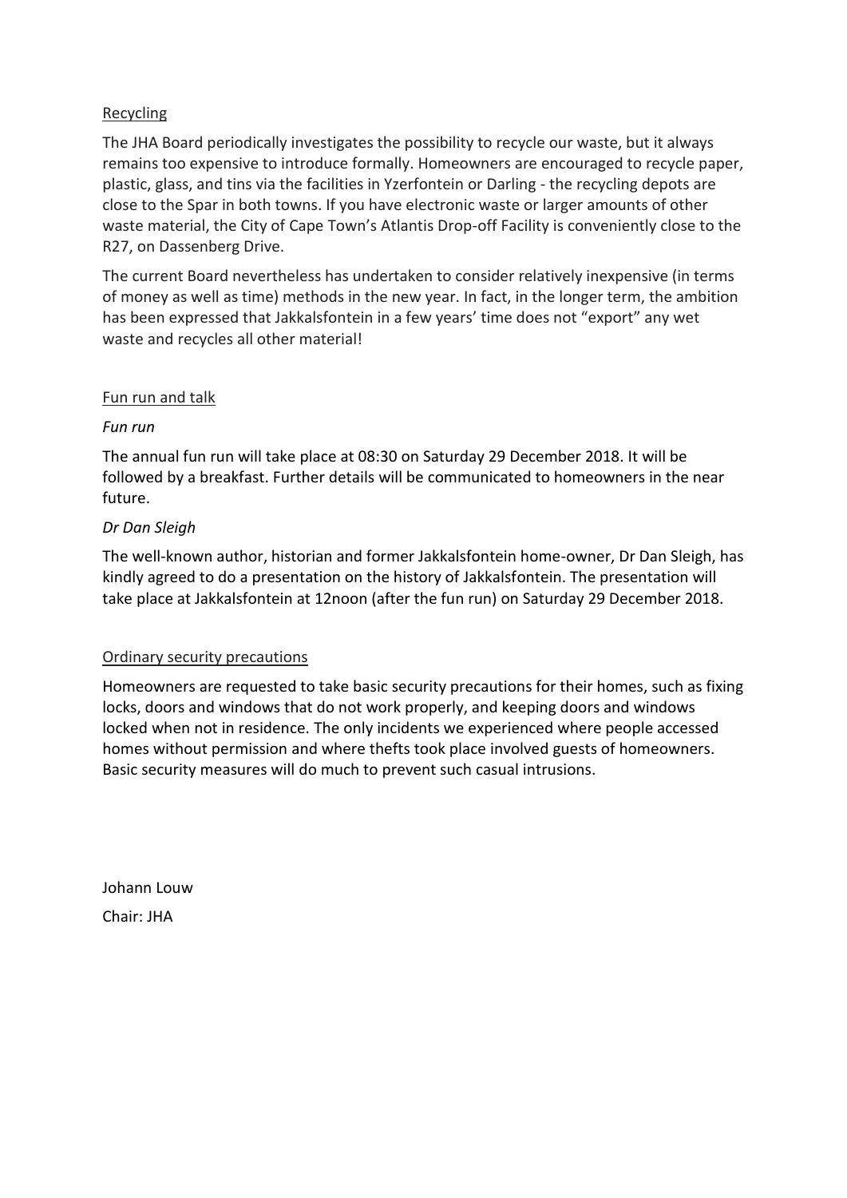## Recycling

The JHA Board periodically investigates the possibility to recycle our waste, but it always remains too expensive to introduce formally. Homeowners are encouraged to recycle paper, plastic, glass, and tins via the facilities in Yzerfontein or Darling - the recycling depots are close to the Spar in both towns. If you have electronic waste or larger amounts of other waste material, the City of Cape Town's Atlantis Drop-off Facility is conveniently close to the R27, on Dassenberg Drive.

The current Board nevertheless has undertaken to consider relatively inexpensive (in terms of money as well as time) methods in the new year. In fact, in the longer term, the ambition has been expressed that Jakkalsfontein in a few years' time does not "export" any wet waste and recycles all other material!

## Fun run and talk

### *Fun run*

The annual fun run will take place at 08:30 on Saturday 29 December 2018. It will be followed by a breakfast. Further details will be communicated to homeowners in the near future.

### *Dr Dan Sleigh*

The well-known author, historian and former Jakkalsfontein home-owner, Dr Dan Sleigh, has kindly agreed to do a presentation on the history of Jakkalsfontein. The presentation will take place at Jakkalsfontein at 12noon (after the fun run) on Saturday 29 December 2018.

## Ordinary security precautions

Homeowners are requested to take basic security precautions for their homes, such as fixing locks, doors and windows that do not work properly, and keeping doors and windows locked when not in residence. The only incidents we experienced where people accessed homes without permission and where thefts took place involved guests of homeowners. Basic security measures will do much to prevent such casual intrusions.

Johann Louw

Chair: JHA